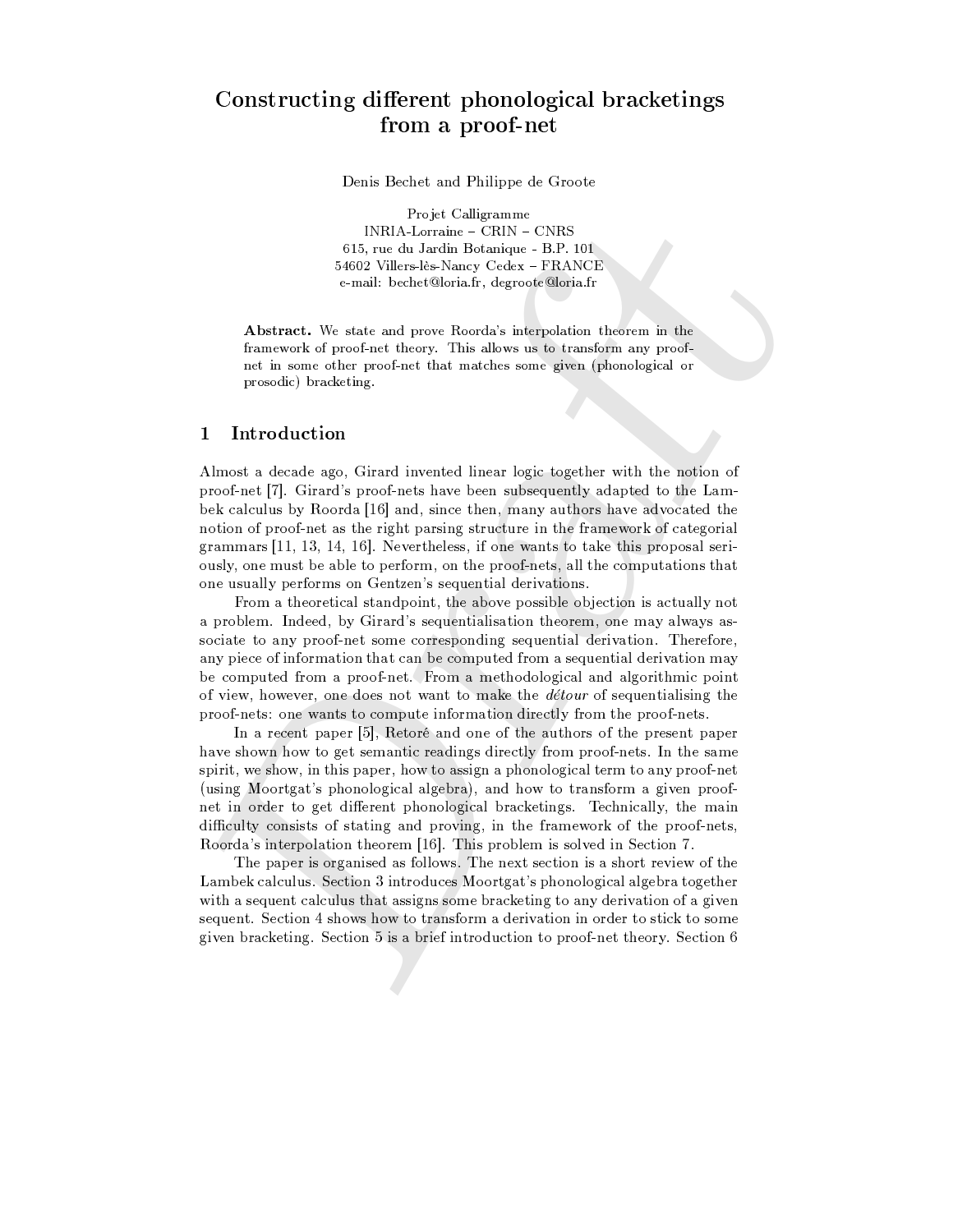# Constructing different phonological bracketings from a proof-net

Denis Bechet and Philippe de Groote

Projet Calligramme
INRIA-Lorraine – CRIN – CNRS
615, rue du Jardin Botanique - B.P. 101
54602 Villers-lès-Nancy Cedex – FRANCE
e-mail: bechet@loria.fr, degroote@loria.fr

**Abstract.** We state and prove Roorda's interpolation theorem in the framework of proof-net theory. This allows us to transform any proof-net in some other proof-net that matches some given (phonological or prosodic) bracketing.

## 1 Introduction

Almost a decade ago, Girard invented linear logic together with the notion of proof-net [7]. Girard's proof-nets have been subsequently adapted to the Lambek calculus by Roorda [16] and, since then, many authors have advocated the notion of proof-net as the right parsing structure in the framework of categorial grammars [11, 13, 14, 16]. Nevertheless, if one wants to take this proposal seriously, one must be able to perform, on the proof-nets, all the computations that one usually performs on Gentzen's sequential derivations.

From a theoretical standpoint, the above possible objection is actually not a problem. Indeed, by Girard's sequentialisation theorem, one may always associate to any proof-net some corresponding sequential derivation. Therefore, any piece of information that can be computed from a sequential derivation may be computed from a proof-net. From a methodological and algorithmic point of view, however, one does not want to make the *détour* of sequentialising the proof-nets: one wants to compute information directly from the proof-nets.

In a recent paper [5], Retoré and one of the authors of the present paper have shown how to get semantic readings directly from proof-nets. In the same spirit, we show, in this paper, how to assign a phonological term to any proof-net (using Moortgat's phonological algebra), and how to transform a given proof-net in order to get different phonological bracketings. Technically, the main difficulty consists of stating and proving, in the framework of the proof-nets, Roorda's interpolation theorem [16]. This problem is solved in Section 7.

The paper is organised as follows. The next section is a short review of the Lambek calculus. Section 3 introduces Moortgat's phonological algebra together with a sequent calculus that assigns some bracketing to any derivation of a given sequent. Section 4 shows how to transform a derivation in order to stick to some given bracketing. Section 5 is a brief introduction to proof-net theory. Section 6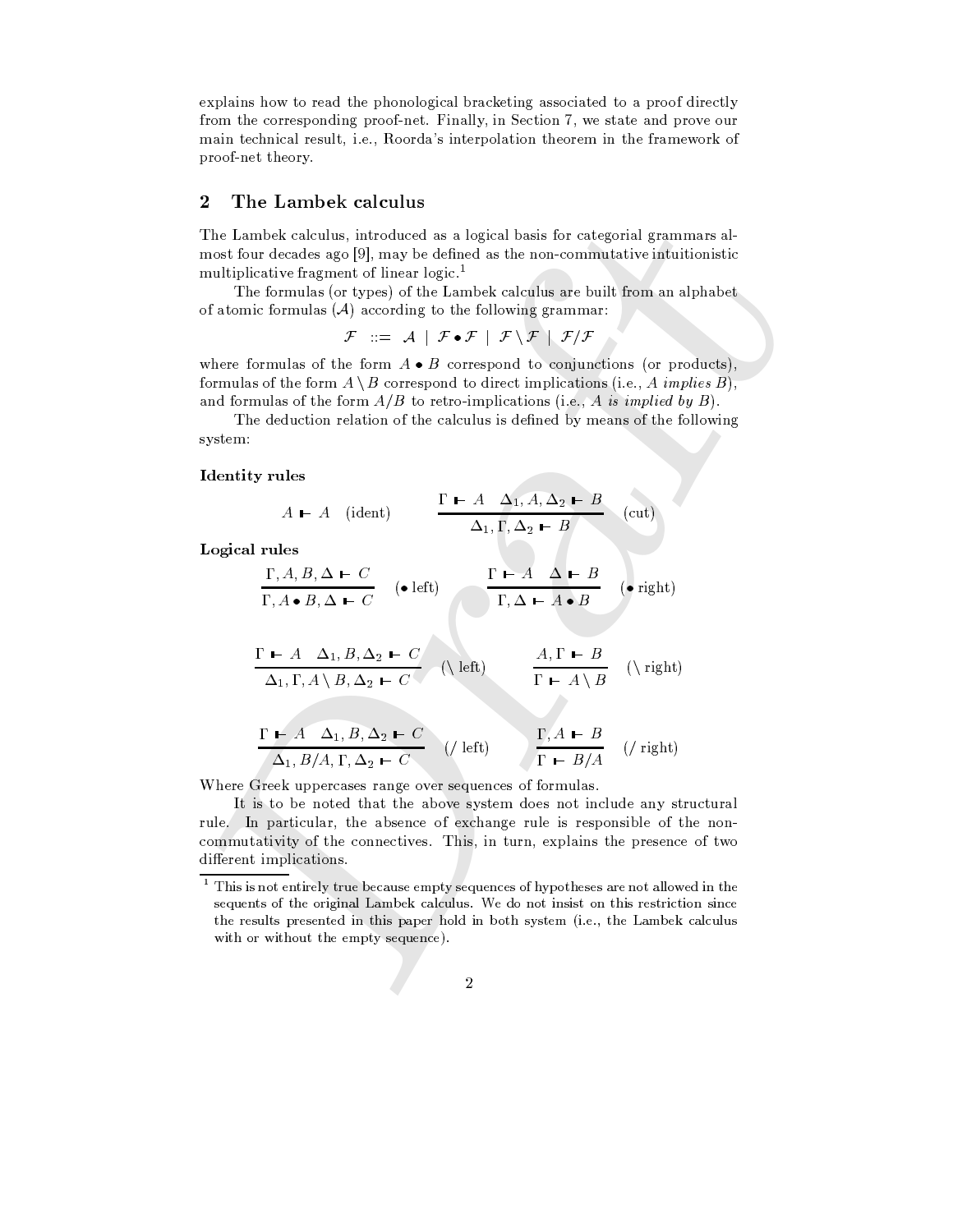explains how to read the phonological bracketing associated to a proof directly from the corresponding proof-net. Finally, in Section 7, we state and prove our main technical result, i.e., Roorda's interpolation theorem in the framework of proof-net theory.

## 2 The Lambek calculus

The Lambek calculus, introduced as a logical basis for categorial grammars almost four decades ago [9], may be defined as the non-commutative intuitionistic multiplicative fragment of linear logic.[1]

The formulas (or types) of the Lambek calculus are built from an alphabet of atomic formulas ($\mathcal{A}$) according to the following grammar:

$$\mathcal{F} \ ::= \ \mathcal{A} \ | \ \mathcal{F} \bullet \mathcal{F} \ | \ \mathcal{F} \setminus \mathcal{F} \ | \ \mathcal{F} / \mathcal{F}$$

where formulas of the form $A \bullet B$ correspond to conjunctions (or products), formulas of the form $A \setminus B$ correspond to direct implications (i.e., $A$ *implies* $B$), and formulas of the form $A/B$ to retro-implications (i.e., $A$ *is implied by* $B$).

The deduction relation of the calculus is defined by means of the following system:

**Identity rules**

$$A \vdash A \quad \text{(ident)} \qquad\qquad \frac{\Gamma \vdash A \quad \Delta_1, A, \Delta_2 \vdash B}{\Delta_1, \Gamma, \Delta_2 \vdash B} \quad \text{(cut)}$$

**Logical rules**

$$\frac{\Gamma, A, B, \Delta \vdash C}{\Gamma, A \bullet B, \Delta \vdash C} \quad (\bullet \text{ left}) \qquad\qquad \frac{\Gamma \vdash A \quad \Delta \vdash B}{\Gamma, \Delta \vdash A \bullet B} \quad (\bullet \text{ right})$$

$$\frac{\Gamma \vdash A \quad \Delta_1, B, \Delta_2 \vdash C}{\Delta_1, \Gamma, A \setminus B, \Delta_2 \vdash C} \quad (\setminus \text{ left}) \qquad\qquad \frac{A, \Gamma \vdash B}{\Gamma \vdash A \setminus B} \quad (\setminus \text{ right})$$

$$\frac{\Gamma \vdash A \quad \Delta_1, B, \Delta_2 \vdash C}{\Delta_1, B/A, \Gamma, \Delta_2 \vdash C} \quad (/ \text{ left}) \qquad\qquad \frac{\Gamma, A \vdash B}{\Gamma \vdash B/A} \quad (/ \text{ right})$$

Where Greek uppercases range over sequences of formulas.

It is to be noted that the above system does not include any structural rule. In particular, the absence of exchange rule is responsible of the non-commutativity of the connectives. This, in turn, explains the presence of two different implications.

---

[1] This is not entirely true because empty sequences of hypotheses are not allowed in the sequents of the original Lambek calculus. We do not insist on this restriction since the results presented in this paper hold in both system (i.e., the Lambek calculus with or without the empty sequence).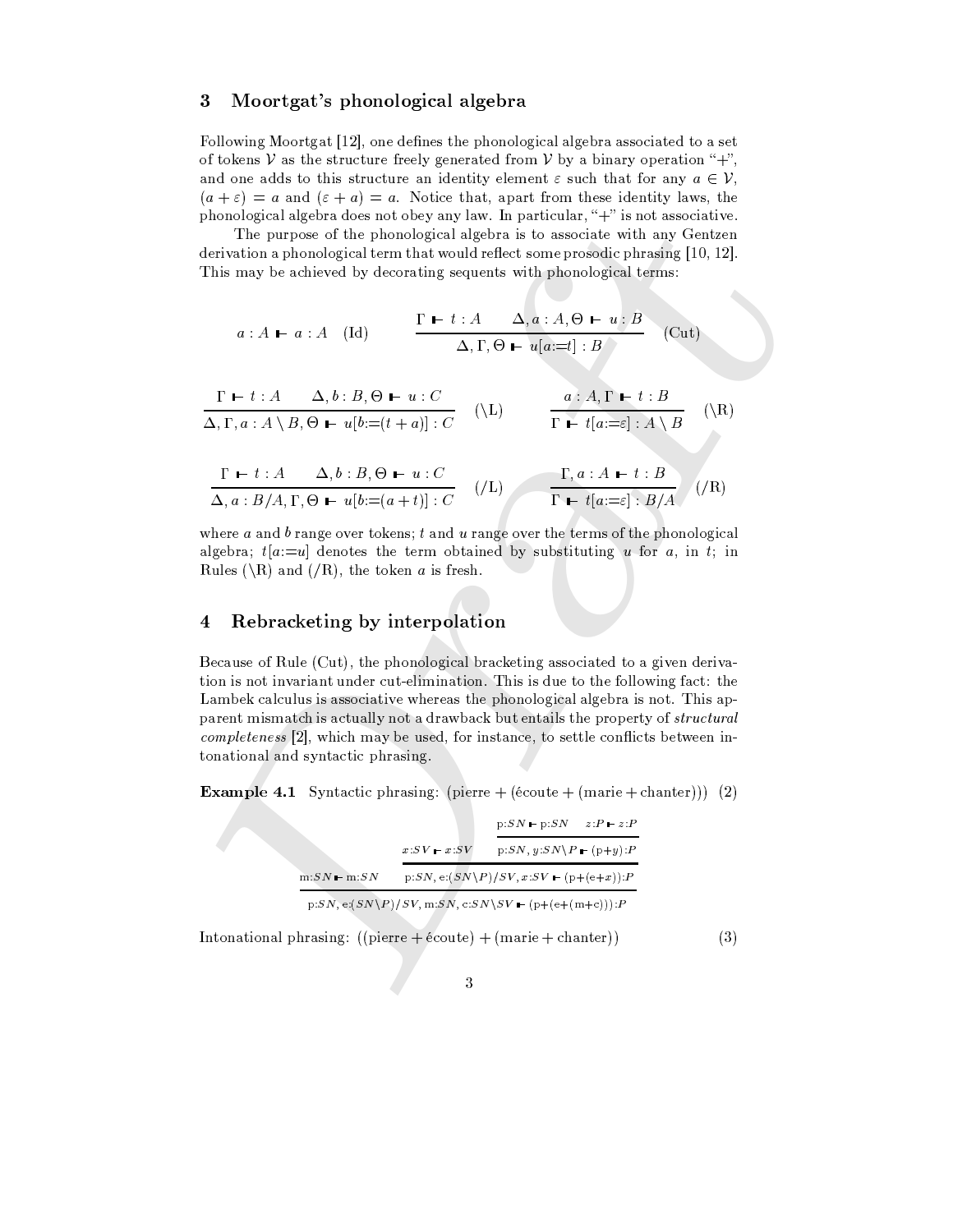## 3 Moortgat's phonological algebra

Following Moortgat [12], one defines the phonological algebra associated to a set of tokens $\mathcal{V}$ as the structure freely generated from $\mathcal{V}$ by a binary operation "+", and one adds to this structure an identity element $\varepsilon$ such that for any $a \in \mathcal{V}$, $(a + \varepsilon) = a$ and $(\varepsilon + a) = a$. Notice that, apart from these identity laws, the phonological algebra does not obey any law. In particular, "+" is not associative.

The purpose of the phonological algebra is to associate with any Gentzen derivation a phonological term that would reflect some prosodic phrasing [10, 12]. This may be achieved by decorating sequents with phonological terms:

$$a : A \vdash a : A \quad \text{(Id)} \qquad \frac{\Gamma \vdash t : A \qquad \Delta, a : A, \Theta \vdash u : B}{\Delta, \Gamma, \Theta \vdash u[a{:=}t] : B} \quad \text{(Cut)}$$

$$\frac{\Gamma \vdash t : A \qquad \Delta, b : B, \Theta \vdash u : C}{\Delta, \Gamma, a : A \setminus B, \Theta \vdash u[b{:=}(t + a)] : C} \quad (\setminus\text{L}) \qquad \frac{a : A, \Gamma \vdash t : B}{\Gamma \vdash t[a{:=}\varepsilon] : A \setminus B} \quad (\setminus\text{R})$$

$$\frac{\Gamma \vdash t : A \qquad \Delta, b : B, \Theta \vdash u : C}{\Delta, a : B/A, \Gamma, \Theta \vdash u[b{:=}(a + t)] : C} \quad (/\text{L}) \qquad \frac{\Gamma, a : A \vdash t : B}{\Gamma \vdash t[a{:=}\varepsilon] : B/A} \quad (/\text{R})$$

where $a$ and $b$ range over tokens; $t$ and $u$ range over the terms of the phonological algebra; $t[a{:=}u]$ denotes the term obtained by substituting $u$ for $a$, in $t$; in Rules ($\setminus$R) and (/R), the token $a$ is fresh.

## 4 Rebracketing by interpolation

Because of Rule (Cut), the phonological bracketing associated to a given derivation is not invariant under cut-elimination. This is due to the following fact: the Lambek calculus is associative whereas the phonological algebra is not. This apparent mismatch is actually not a drawback but entails the property of *structural completeness* [2], which may be used, for instance, to settle conflicts between intonational and syntactic phrasing.

**Example 4.1** Syntactic phrasing: (pierre + (écoute + (marie + chanter))) (2)

$$\dfrac{\text{m}{:}SN \vdash \text{m}{:}SN \qquad \dfrac{x{:}SV \vdash x{:}SV \qquad \dfrac{\text{p}{:}SN \vdash \text{p}{:}SN \qquad z{:}P \vdash z{:}P}{\text{p}{:}SN, y{:}SN\setminus P \vdash (\text{p}{+}y){:}P}}{\text{p}{:}SN, \text{e}{:}(SN\setminus P)/SV, x{:}SV \vdash (\text{p}{+}(\text{e}{+}x)){:}P}}{\text{p}{:}SN, \text{e}{:}(SN\setminus P)/SV, \text{m}{:}SN, \text{c}{:}SN\setminus SV \vdash (\text{p}{+}(\text{e}{+}(\text{m}{+}\text{c}))){:}P}$$

Intonational phrasing: ((pierre + écoute) + (marie + chanter)) (3)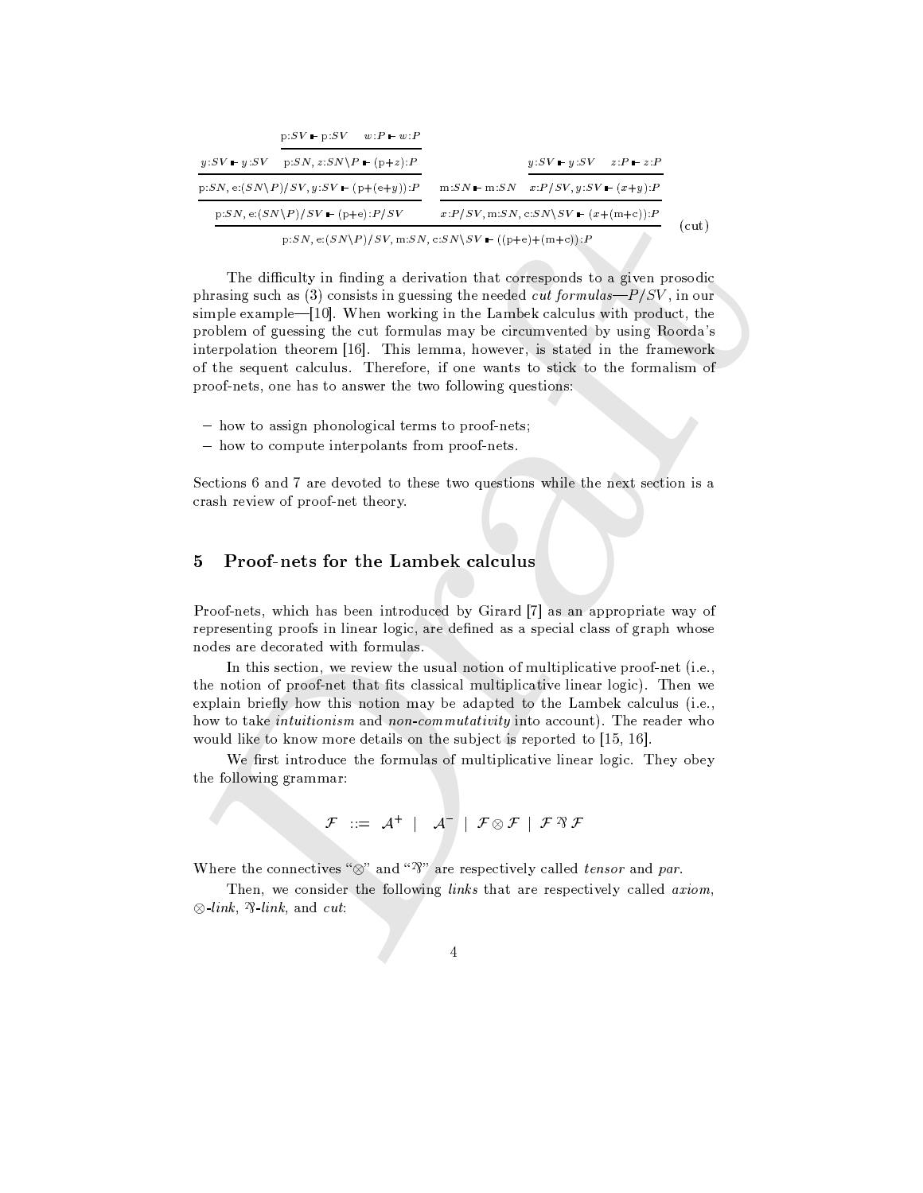$$
\dfrac{\dfrac{y{:}SV \vdash y{:}SV \quad \dfrac{\mathrm{p}{:}SV \vdash \mathrm{p}{:}SV \quad w{:}P \vdash w{:}P}{\mathrm{p}{:}SN, z{:}SN\backslash P \vdash (\mathrm{p}{+}z){:}P}}{\dfrac{\mathrm{p}{:}SN, \mathrm{e}{:}(SN\backslash P)/SV, y{:}SV \vdash (\mathrm{p}{+}(\mathrm{e}{+}y)){:}P}{\mathrm{p}{:}SN, \mathrm{e}{:}(SN\backslash P)/SV \vdash (\mathrm{p}{+}\mathrm{e}){:}P/SV}} \quad \dfrac{\mathrm{m}{:}SN \vdash \mathrm{m}{:}SN \quad \dfrac{y{:}SV \vdash y{:}SV \quad z{:}P \vdash z{:}P}{x{:}P/SV, y{:}SV \vdash (x{+}y){:}P}}{x{:}P/SV, \mathrm{m}{:}SN, \mathrm{c}{:}SN\backslash SV \vdash (x{+}(\mathrm{m}{+}\mathrm{c})){:}P}}{\mathrm{p}{:}SN, \mathrm{e}{:}(SN\backslash P)/SV, \mathrm{m}{:}SN, \mathrm{c}{:}SN\backslash SV \vdash ((\mathrm{p}{+}\mathrm{e}){+}(\mathrm{m}{+}\mathrm{c})){:}P} \ (\mathrm{cut})
$$

The difficulty in finding a derivation that corresponds to a given prosodic phrasing such as (3) consists in guessing the needed *cut formulas*—$P/SV$, in our simple example—[10]. When working in the Lambek calculus with product, the problem of guessing the cut formulas may be circumvented by using Roorda's interpolation theorem [16]. This lemma, however, is stated in the framework of the sequent calculus. Therefore, if one wants to stick to the formalism of proof-nets, one has to answer the two following questions:

- how to assign phonological terms to proof-nets;
- how to compute interpolants from proof-nets.

Sections 6 and 7 are devoted to these two questions while the next section is a crash review of proof-net theory.

## 5 Proof-nets for the Lambek calculus

Proof-nets, which has been introduced by Girard [7] as an appropriate way of representing proofs in linear logic, are defined as a special class of graph whose nodes are decorated with formulas.

In this section, we review the usual notion of multiplicative proof-net (i.e., the notion of proof-net that fits classical multiplicative linear logic). Then we explain briefly how this notion may be adapted to the Lambek calculus (i.e., how to take *intuitionism* and *non-commutativity* into account). The reader who would like to know more details on the subject is reported to [15, 16].

We first introduce the formulas of multiplicative linear logic. They obey the following grammar:

$$
\mathcal{F} \ ::= \ \mathcal{A}^{+} \ | \ \mathcal{A}^{-} \ | \ \mathcal{F} \otimes \mathcal{F} \ | \ \mathcal{F} \invamp \mathcal{F}
$$

Where the connectives "$\otimes$" and "$\invamp$" are respectively called *tensor* and *par*.

Then, we consider the following *links* that are respectively called *axiom*, $\otimes$*-link*, $\invamp$*-link*, and *cut*: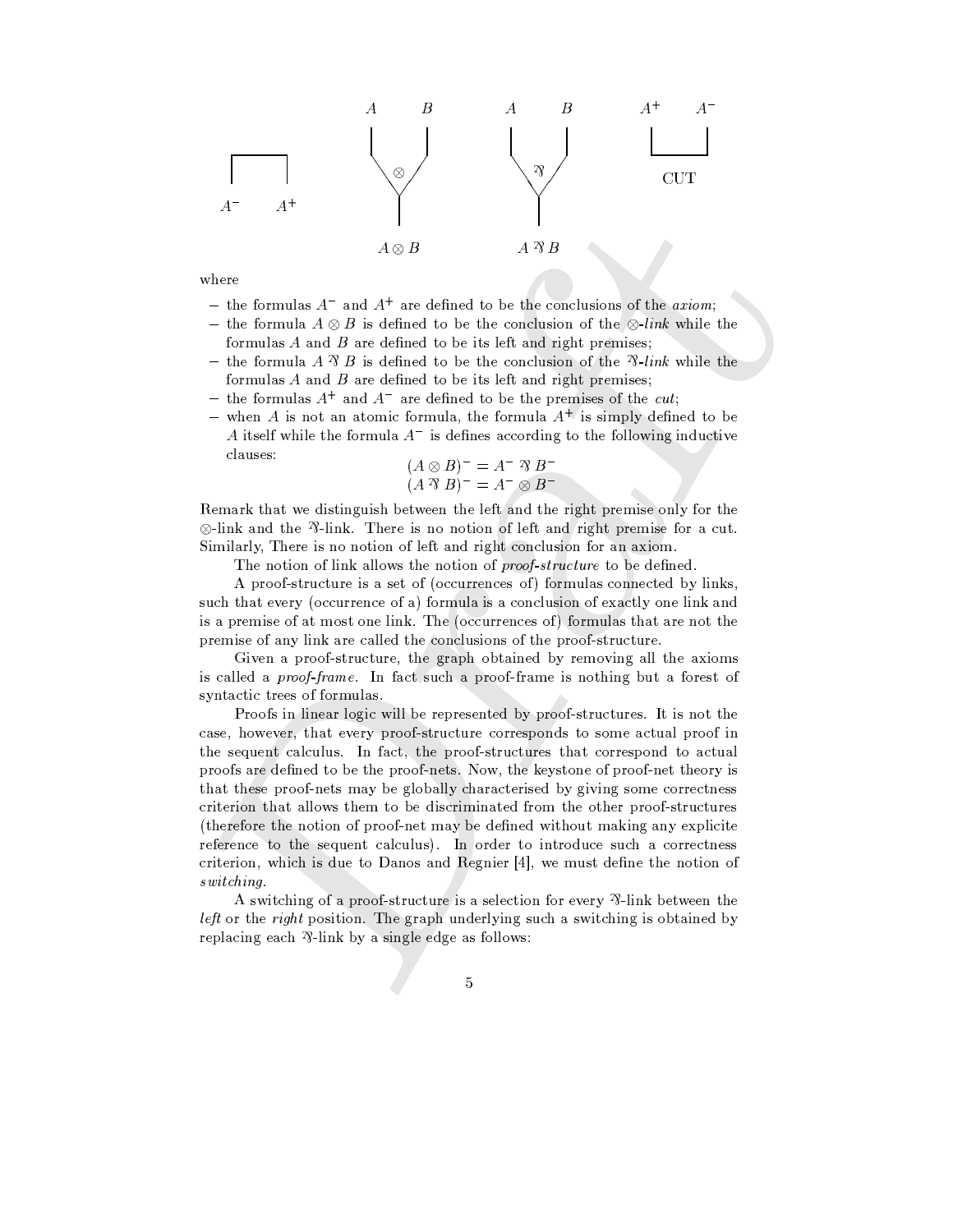where

- the formulas $A^-$ and $A^+$ are defined to be the conclusions of the *axiom*;
- the formula $A \otimes B$ is defined to be the conclusion of the $\otimes$-*link* while the formulas $A$ and $B$ are defined to be its left and right premises;
- the formula $A \parr B$ is defined to be the conclusion of the $\parr$-*link* while the formulas $A$ and $B$ are defined to be its left and right premises;
- the formulas $A^+$ and $A^-$ are defined to be the premises of the *cut*;
- when $A$ is not an atomic formula, the formula $A^+$ is simply defined to be $A$ itself while the formula $A^-$ is defines according to the following inductive clauses:

$$(A \otimes B)^- = A^- \parr B^-$$
$$(A \parr B)^- = A^- \otimes B^-$$

Remark that we distinguish between the left and the right premise only for the $\otimes$-link and the $\parr$-link. There is no notion of left and right premise for a cut. Similarly, There is no notion of left and right conclusion for an axiom.

The notion of link allows the notion of *proof-structure* to be defined.

A proof-structure is a set of (occurrences of) formulas connected by links, such that every (occurrence of a) formula is a conclusion of exactly one link and is a premise of at most one link. The (occurrences of) formulas that are not the premise of any link are called the conclusions of the proof-structure.

Given a proof-structure, the graph obtained by removing all the axioms is called a *proof-frame*. In fact such a proof-frame is nothing but a forest of syntactic trees of formulas.

Proofs in linear logic will be represented by proof-structures. It is not the case, however, that every proof-structure corresponds to some actual proof in the sequent calculus. In fact, the proof-structures that correspond to actual proofs are defined to be the proof-nets. Now, the keystone of proof-net theory is that these proof-nets may be globally characterised by giving some correctness criterion that allows them to be discriminated from the other proof-structures (therefore the notion of proof-net may be defined without making any explicit reference to the sequent calculus). In order to introduce such a correctness criterion, which is due to Danos and Regnier [4], we must define the notion of *switching*.

A switching of a proof-structure is a selection for every $\parr$-link between the *left* or the *right* position. The graph underlying such a switching is obtained by replacing each $\parr$-link by a single edge as follows: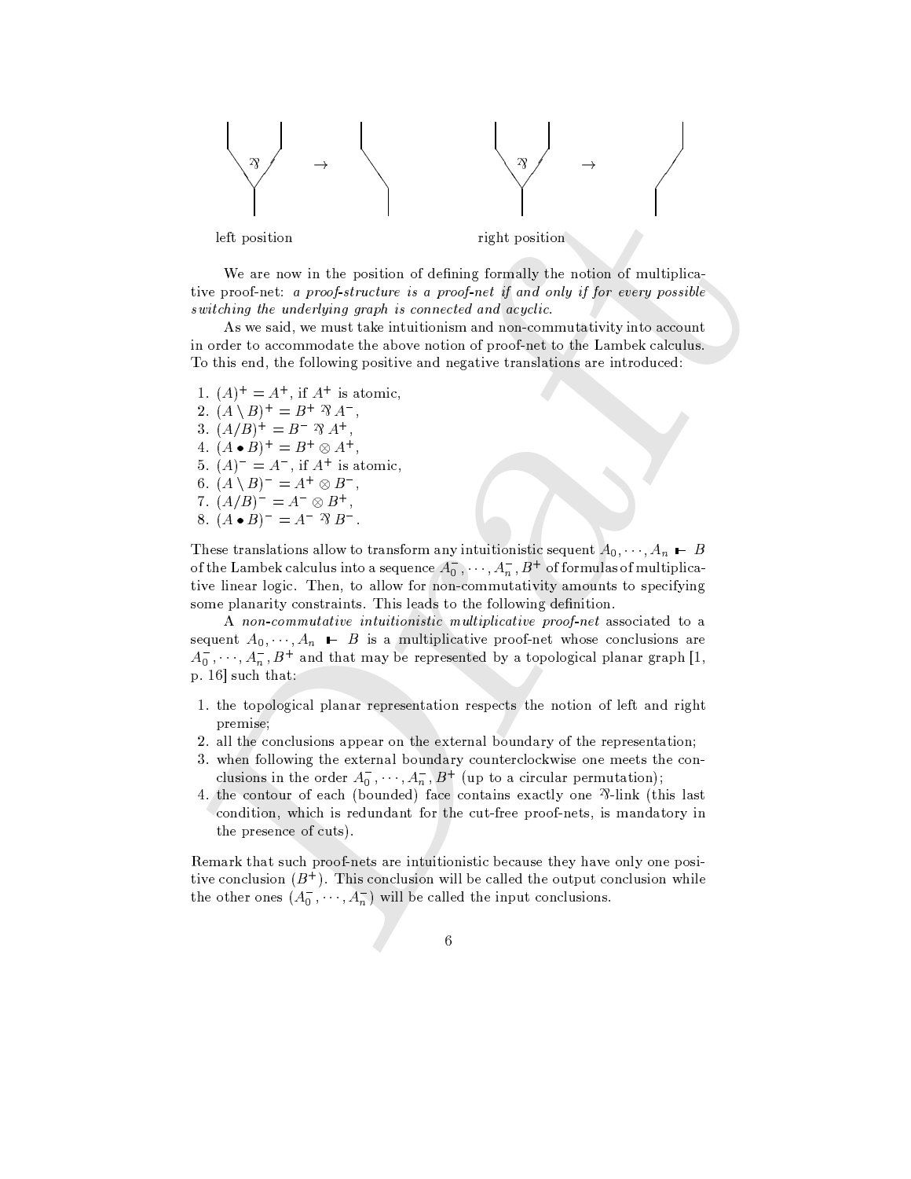left position right position

We are now in the position of defining formally the notion of multiplicative proof-net: *a proof-structure is a proof-net if and only if for every possible switching the underlying graph is connected and acyclic.*

As we said, we must take intuitionism and non-commutativity into account in order to accommodate the above notion of proof-net to the Lambek calculus. To this end, the following positive and negative translations are introduced:

1. $(A)^+ = A^+$, if $A^+$ is atomic,
2. $(A \setminus B)^+ = B^+ \parr A^-$,
3. $(A/B)^+ = B^- \parr A^+$,
4. $(A \bullet B)^+ = B^+ \otimes A^+$,
5. $(A)^- = A^-$, if $A^+$ is atomic,
6. $(A \setminus B)^- = A^+ \otimes B^-$,
7. $(A/B)^- = A^- \otimes B^+$,
8. $(A \bullet B)^- = A^- \parr B^-$.

These translations allow to transform any intuitionistic sequent $A_0, \cdots, A_n \vdash B$ of the Lambek calculus into a sequence $A_0^-, \cdots, A_n^-, B^+$ of formulas of multiplicative linear logic. Then, to allow for non-commutativity amounts to specifying some planarity constraints. This leads to the following definition.

A *non-commutative intuitionistic multiplicative proof-net* associated to a sequent $A_0, \cdots, A_n \vdash B$ is a multiplicative proof-net whose conclusions are $A_0^-, \cdots, A_n^-, B^+$ and that may be represented by a topological planar graph [1, p. 16] such that:

1. the topological planar representation respects the notion of left and right premise;
2. all the conclusions appear on the external boundary of the representation;
3. when following the external boundary counterclockwise one meets the conclusions in the order $A_0^-, \cdots, A_n^-, B^+$ (up to a circular permutation);
4. the contour of each (bounded) face contains exactly one $\parr$-link (this last condition, which is redundant for the cut-free proof-nets, is mandatory in the presence of cuts).

Remark that such proof-nets are intuitionistic because they have only one positive conclusion ($B^+$). This conclusion will be called the output conclusion while the other ones ($A_0^-, \cdots, A_n^-$) will be called the input conclusions.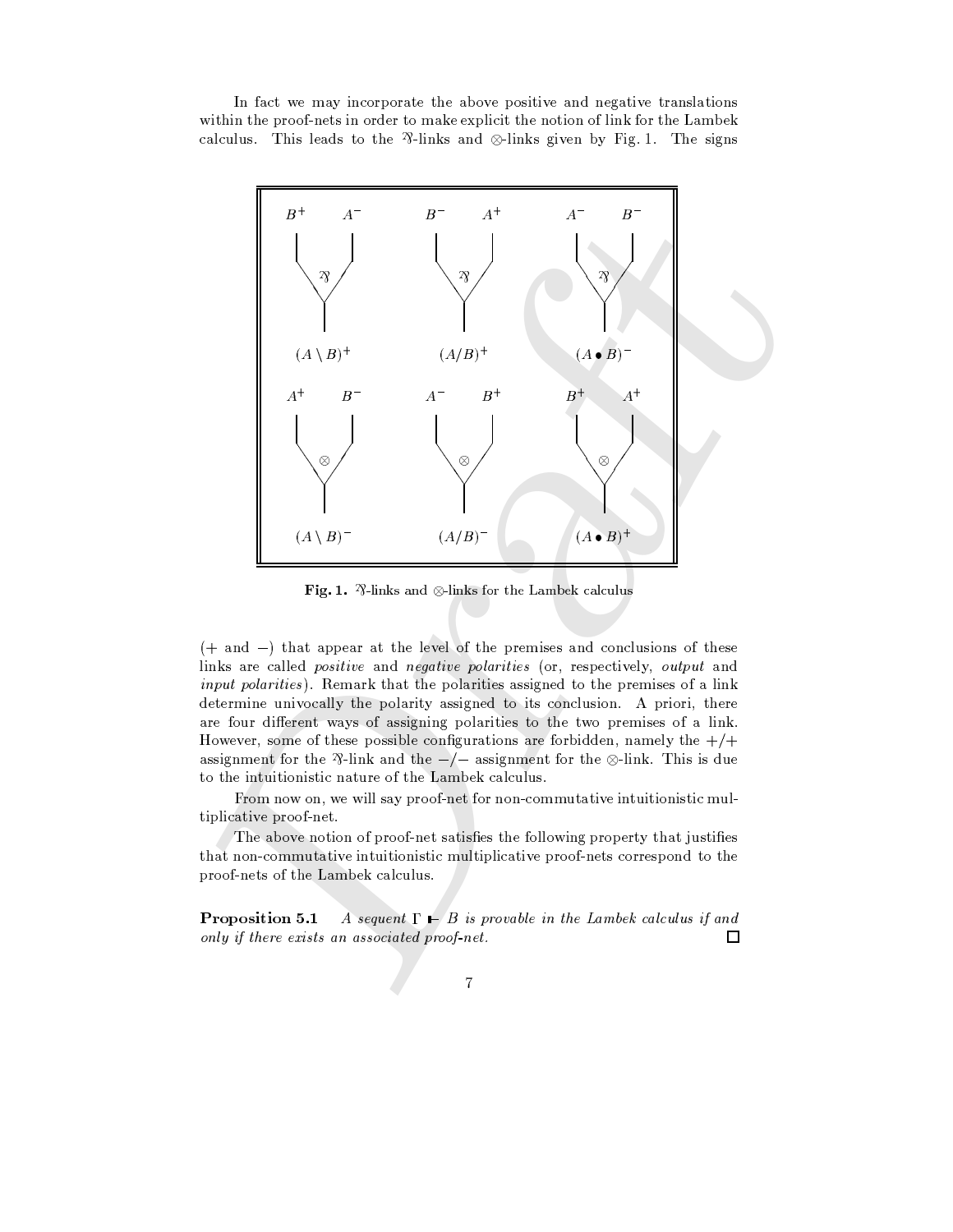In fact we may incorporate the above positive and negative translations within the proof-nets in order to make explicit the notion of link for the Lambek calculus. This leads to the ⅋-links and ⊗-links given by Fig. 1. The signs

**Fig. 1.** ⅋-links and ⊗-links for the Lambek calculus

(+ and −) that appear at the level of the premises and conclusions of these links are called *positive* and *negative polarities* (or, respectively, *output* and *input polarities*). Remark that the polarities assigned to the premises of a link determine univocally the polarity assigned to its conclusion. A priori, there are four different ways of assigning polarities to the two premises of a link. However, some of these possible configurations are forbidden, namely the $+/+$ assignment for the ⅋-link and the $-/-$ assignment for the ⊗-link. This is due to the intuitionistic nature of the Lambek calculus.

From now on, we will say proof-net for non-commutative intuitionistic multiplicative proof-net.

The above notion of proof-net satisfies the following property that justifies that non-commutative intuitionistic multiplicative proof-nets correspond to the proof-nets of the Lambek calculus.

**Proposition 5.1** *A sequent $\Gamma \vdash B$ is provable in the Lambek calculus if and only if there exists an associated proof-net.* □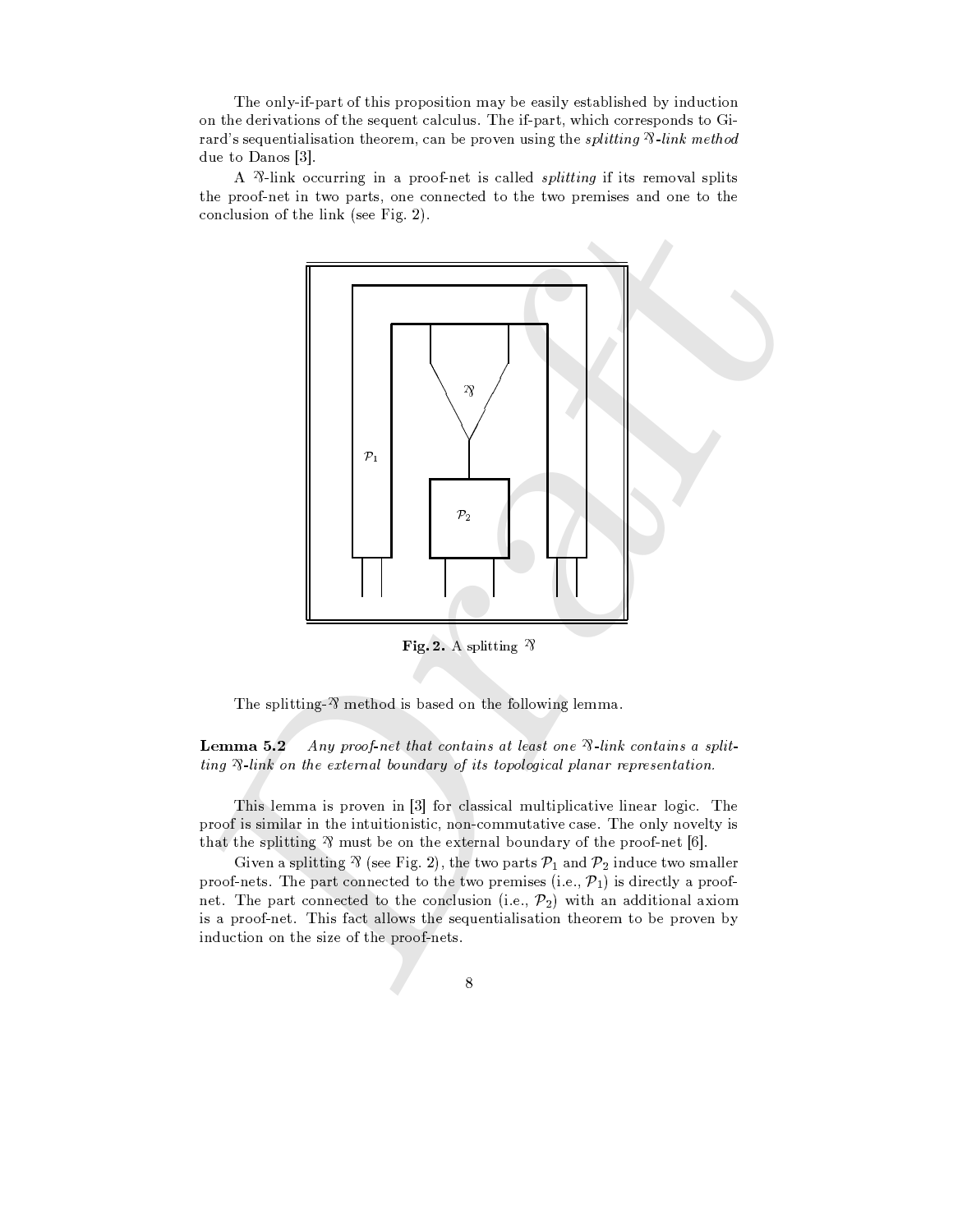The only-if-part of this proposition may be easily established by induction on the derivations of the sequent calculus. The if-part, which corresponds to Girard's sequentialisation theorem, can be proven using the *splitting* $\wp$*-link method* due to Danos [3].

A $\wp$-link occurring in a proof-net is called *splitting* if its removal splits the proof-net in two parts, one connected to the two premises and one to the conclusion of the link (see Fig. 2).

**Fig. 2.** A splitting $\wp$

The splitting-$\wp$ method is based on the following lemma.

**Lemma 5.2** *Any proof-net that contains at least one* $\wp$*-link contains a splitting* $\wp$*-link on the external boundary of its topological planar representation.*

This lemma is proven in [3] for classical multiplicative linear logic. The proof is similar in the intuitionistic, non-commutative case. The only novelty is that the splitting $\wp$ must be on the external boundary of the proof-net [6].

Given a splitting $\wp$ (see Fig. 2), the two parts $\mathcal{P}_1$ and $\mathcal{P}_2$ induce two smaller proof-nets. The part connected to the two premises (i.e., $\mathcal{P}_1$) is directly a proof-net. The part connected to the conclusion (i.e., $\mathcal{P}_2$) with an additional axiom is a proof-net. This fact allows the sequentialisation theorem to be proven by induction on the size of the proof-nets.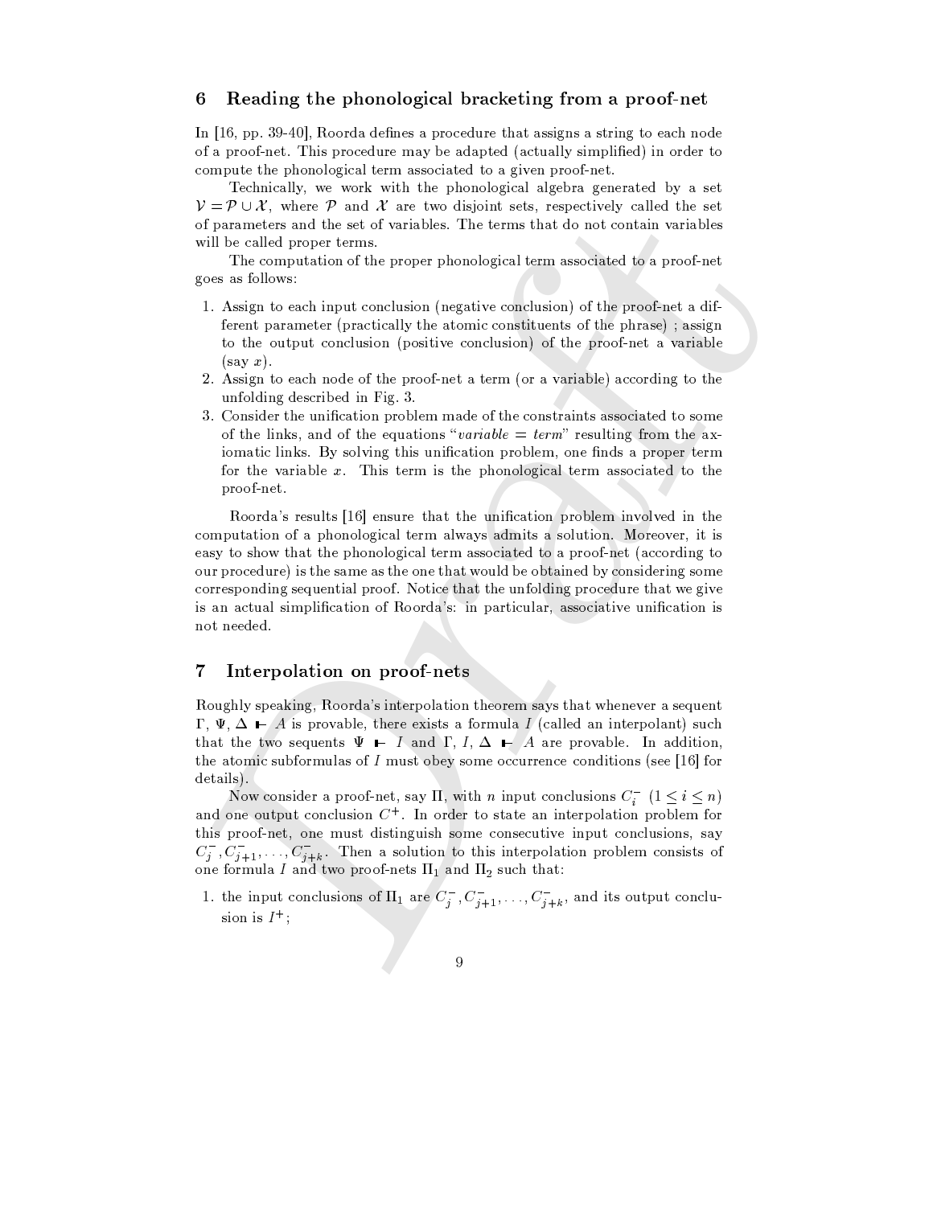## 6 Reading the phonological bracketing from a proof-net

In [16, pp. 39-40], Roorda defines a procedure that assigns a string to each node of a proof-net. This procedure may be adapted (actually simplified) in order to compute the phonological term associated to a given proof-net.

Technically, we work with the phonological algebra generated by a set $\mathcal{V} = \mathcal{P} \cup \mathcal{X}$, where $\mathcal{P}$ and $\mathcal{X}$ are two disjoint sets, respectively called the set of parameters and the set of variables. The terms that do not contain variables will be called proper terms.

The computation of the proper phonological term associated to a proof-net goes as follows:

1. Assign to each input conclusion (negative conclusion) of the proof-net a different parameter (practically the atomic constituents of the phrase) ; assign to the output conclusion (positive conclusion) of the proof-net a variable (say $x$).
2. Assign to each node of the proof-net a term (or a variable) according to the unfolding described in Fig. 3.
3. Consider the unification problem made of the constraints associated to some of the links, and of the equations "*variable = term*" resulting from the axiomatic links. By solving this unification problem, one finds a proper term for the variable $x$. This term is the phonological term associated to the proof-net.

Roorda's results [16] ensure that the unification problem involved in the computation of a phonological term always admits a solution. Moreover, it is easy to show that the phonological term associated to a proof-net (according to our procedure) is the same as the one that would be obtained by considering some corresponding sequential proof. Notice that the unfolding procedure that we give is an actual simplification of Roorda's: in particular, associative unification is not needed.

## 7 Interpolation on proof-nets

Roughly speaking, Roorda's interpolation theorem says that whenever a sequent $\Gamma, \Psi, \Delta \vdash A$ is provable, there exists a formula $I$ (called an interpolant) such that the two sequents $\Psi \vdash I$ and $\Gamma, I, \Delta \vdash A$ are provable. In addition, the atomic subformulas of $I$ must obey some occurrence conditions (see [16] for details).

Now consider a proof-net, say $\Pi$, with $n$ input conclusions $C_i^-$ $(1 \leq i \leq n)$ and one output conclusion $C^+$. In order to state an interpolation problem for this proof-net, one must distinguish some consecutive input conclusions, say $C_j^-, C_{j+1}^-, \ldots, C_{j+k}^-$. Then a solution to this interpolation problem consists of one formula $I$ and two proof-nets $\Pi_1$ and $\Pi_2$ such that:

1. the input conclusions of $\Pi_1$ are $C_j^-, C_{j+1}^-, \ldots, C_{j+k}^-$, and its output conclusion is $I^+$;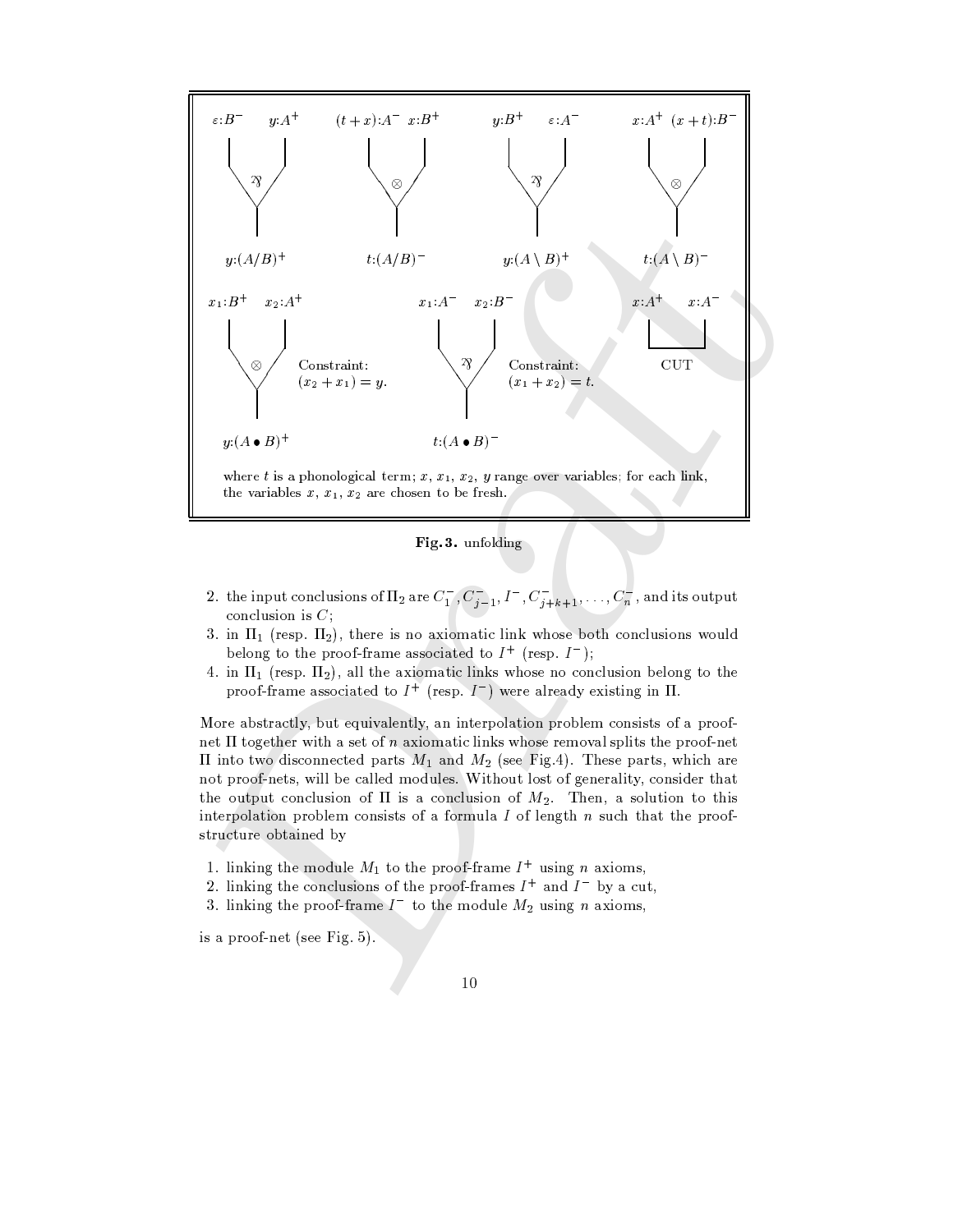Fig. 3. unfolding

2. the input conclusions of $\Pi_2$ are $C_1^-, C_{j-1}^-, I^-, C_{j+k+1}^-, \ldots, C_n^-$, and its output conclusion is $C$;
3. in $\Pi_1$ (resp. $\Pi_2$), there is no axiomatic link whose both conclusions would belong to the proof-frame associated to $I^+$ (resp. $I^-$);
4. in $\Pi_1$ (resp. $\Pi_2$), all the axiomatic links whose no conclusion belong to the proof-frame associated to $I^+$ (resp. $I^-$) were already existing in $\Pi$.

More abstractly, but equivalently, an interpolation problem consists of a proof-net $\Pi$ together with a set of $n$ axiomatic links whose removal splits the proof-net $\Pi$ into two disconnected parts $M_1$ and $M_2$ (see Fig.4). These parts, which are not proof-nets, will be called modules. Without lost of generality, consider that the output conclusion of $\Pi$ is a conclusion of $M_2$. Then, a solution to this interpolation problem consists of a formula $I$ of length $n$ such that the proof-structure obtained by

1. linking the module $M_1$ to the proof-frame $I^+$ using $n$ axioms,
2. linking the conclusions of the proof-frames $I^+$ and $I^-$ by a cut,
3. linking the proof-frame $I^-$ to the module $M_2$ using $n$ axioms,

is a proof-net (see Fig. 5).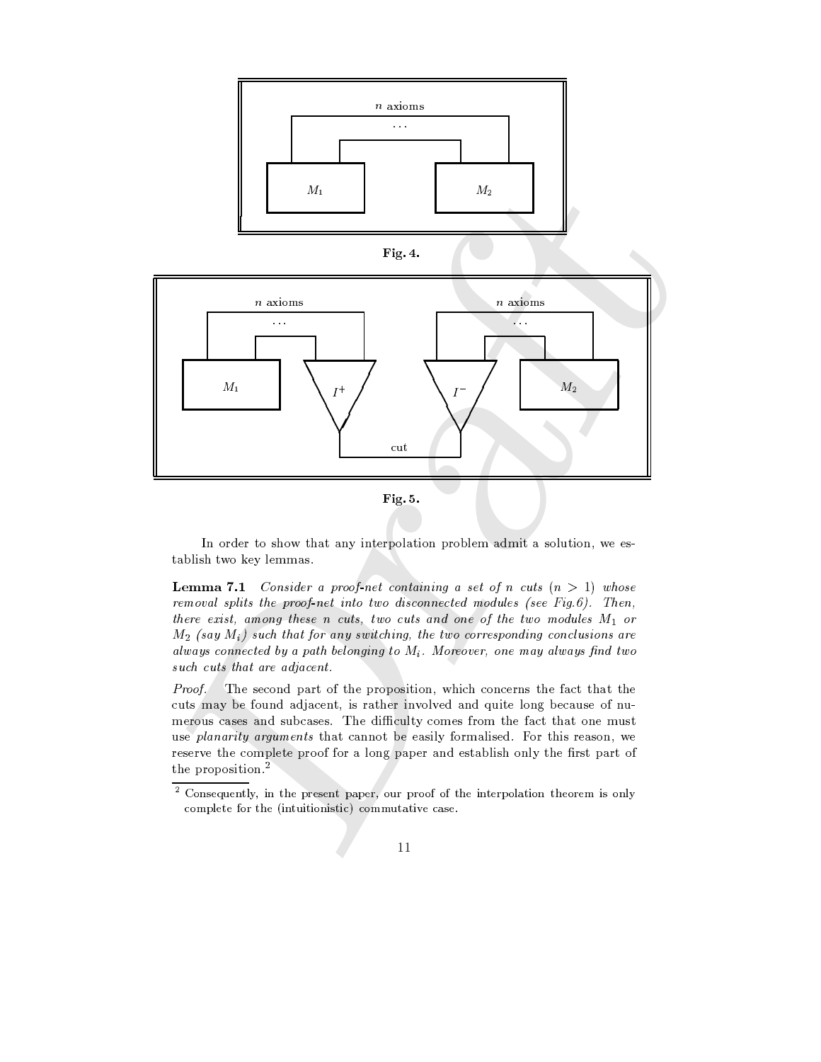**Fig. 4.**

**Fig. 5.**

In order to show that any interpolation problem admit a solution, we establish two key lemmas.

**Lemma 7.1** *Consider a proof-net containing a set of n cuts ($n > 1$) whose removal splits the proof-net into two disconnected modules (see Fig.6). Then, there exist, among these n cuts, two cuts and one of the two modules $M_1$ or $M_2$ (say $M_i$) such that for any switching, the two corresponding conclusions are always connected by a path belonging to $M_i$. Moreover, one may always find two such cuts that are adjacent.*

*Proof.* The second part of the proposition, which concerns the fact that the cuts may be found adjacent, is rather involved and quite long because of numerous cases and subcases. The difficulty comes from the fact that one must use *planarity arguments* that cannot be easily formalised. For this reason, we reserve the complete proof for a long paper and establish only the first part of the proposition.[2]

[2] Consequently, in the present paper, our proof of the interpolation theorem is only complete for the (intuitionistic) commutative case.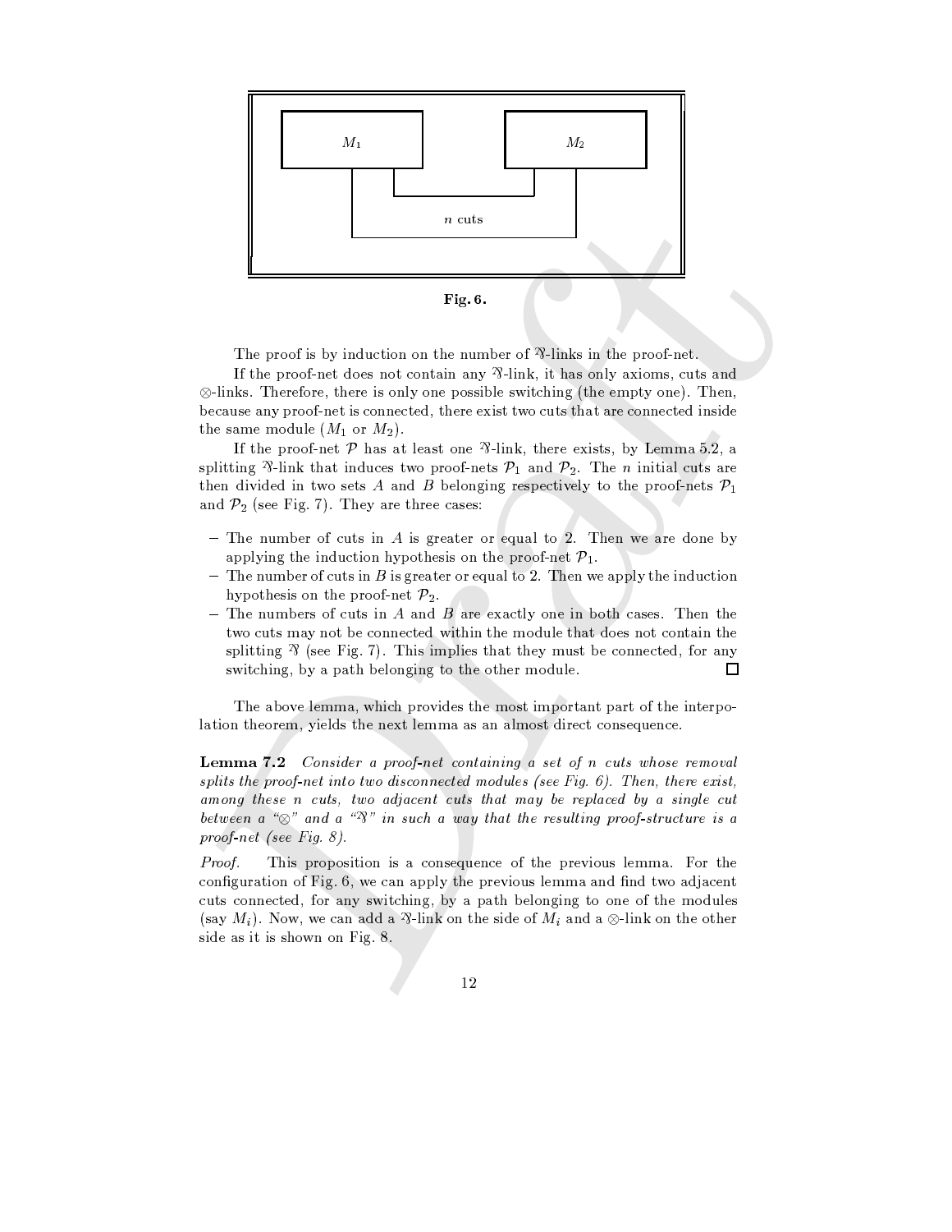**Fig. 6.**

The proof is by induction on the number of ⅋-links in the proof-net.

If the proof-net does not contain any ⅋-link, it has only axioms, cuts and ⊗-links. Therefore, there is only one possible switching (the empty one). Then, because any proof-net is connected, there exist two cuts that are connected inside the same module ($M_1$ or $M_2$).

If the proof-net $\mathcal{P}$ has at least one ⅋-link, there exists, by Lemma 5.2, a splitting ⅋-link that induces two proof-nets $\mathcal{P}_1$ and $\mathcal{P}_2$. The $n$ initial cuts are then divided in two sets $A$ and $B$ belonging respectively to the proof-nets $\mathcal{P}_1$ and $\mathcal{P}_2$ (see Fig. 7). They are three cases:

- The number of cuts in $A$ is greater or equal to 2. Then we are done by applying the induction hypothesis on the proof-net $\mathcal{P}_1$.
- The number of cuts in $B$ is greater or equal to 2. Then we apply the induction hypothesis on the proof-net $\mathcal{P}_2$.
- The numbers of cuts in $A$ and $B$ are exactly one in both cases. Then the two cuts may not be connected within the module that does not contain the splitting ⅋ (see Fig. 7). This implies that they must be connected, for any switching, by a path belonging to the other module. □

The above lemma, which provides the most important part of the interpolation theorem, yields the next lemma as an almost direct consequence.

**Lemma 7.2** *Consider a proof-net containing a set of n cuts whose removal splits the proof-net into two disconnected modules (see Fig. 6). Then, there exist, among these n cuts, two adjacent cuts that may be replaced by a single cut between a "⊗" and a "⅋" in such a way that the resulting proof-structure is a proof-net (see Fig. 8).*

*Proof.* This proposition is a consequence of the previous lemma. For the configuration of Fig. 6, we can apply the previous lemma and find two adjacent cuts connected, for any switching, by a path belonging to one of the modules (say $M_i$). Now, we can add a ⅋-link on the side of $M_i$ and a ⊗-link on the other side as it is shown on Fig. 8.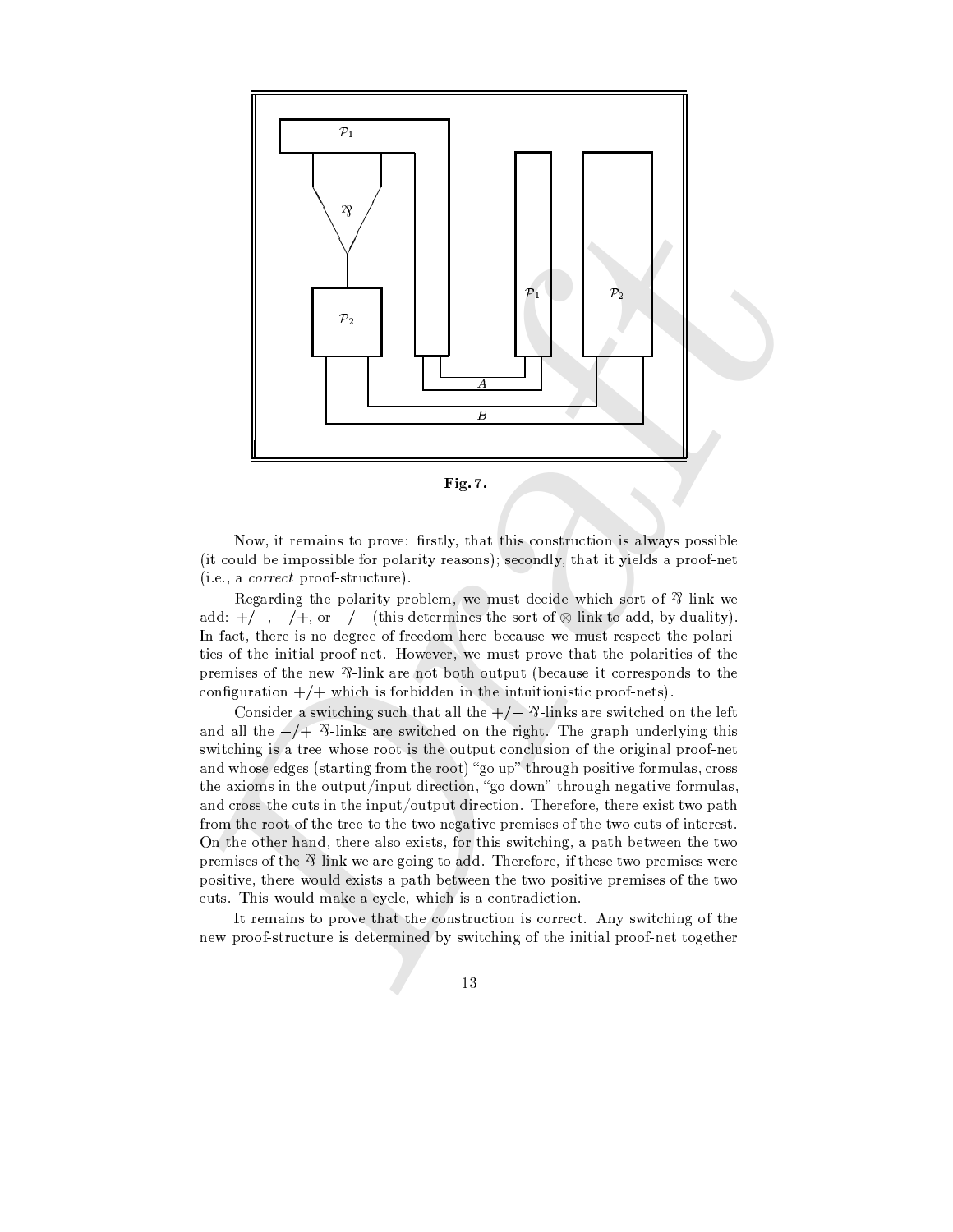Fig. 7.

Now, it remains to prove: firstly, that this construction is always possible (it could be impossible for polarity reasons); secondly, that it yields a proof-net (i.e., a *correct* proof-structure).

Regarding the polarity problem, we must decide which sort of ⅋-link we add: $+/-$, $-/+$, or $-/-$ (this determines the sort of $\otimes$-link to add, by duality). In fact, there is no degree of freedom here because we must respect the polarities of the initial proof-net. However, we must prove that the polarities of the premises of the new ⅋-link are not both output (because it corresponds to the configuration $+/+$ which is forbidden in the intuitionistic proof-nets).

Consider a switching such that all the $+/-$ ⅋-links are switched on the left and all the $-/+$ ⅋-links are switched on the right. The graph underlying this switching is a tree whose root is the output conclusion of the original proof-net and whose edges (starting from the root) "go up" through positive formulas, cross the axioms in the output/input direction, "go down" through negative formulas, and cross the cuts in the input/output direction. Therefore, there exist two path from the root of the tree to the two negative premises of the two cuts of interest. On the other hand, there also exists, for this switching, a path between the two premises of the ⅋-link we are going to add. Therefore, if these two premises were positive, there would exists a path between the two positive premises of the two cuts. This would make a cycle, which is a contradiction.

It remains to prove that the construction is correct. Any switching of the new proof-structure is determined by switching of the initial proof-net together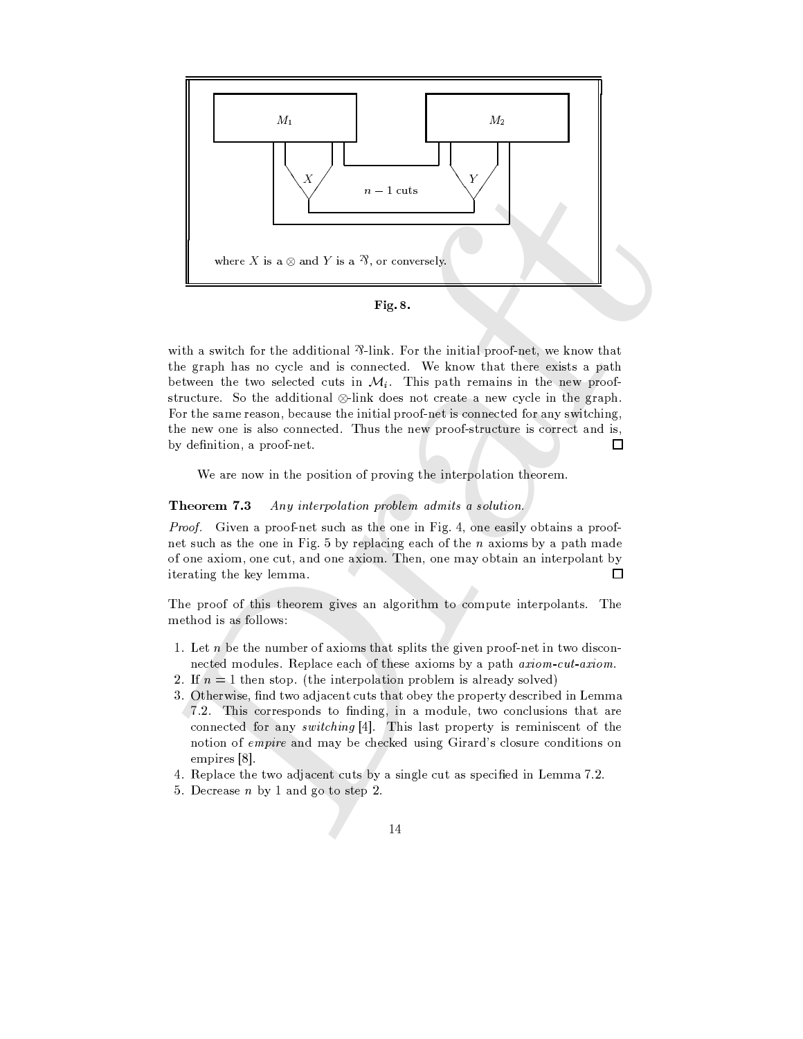$M_1$ $M_2$

$X$ $n-1$ cuts $Y$

where $X$ is a $\otimes$ and $Y$ is a $⅋$, or conversely.

**Fig. 8.**

with a switch for the additional $⅋$-link. For the initial proof-net, we know that the graph has no cycle and is connected. We know that there exists a path between the two selected cuts in $\mathcal{M}_i$. This path remains in the new proof-structure. So the additional $\otimes$-link does not create a new cycle in the graph. For the same reason, because the initial proof-net is connected for any switching, the new one is also connected. Thus the new proof-structure is correct and is, by definition, a proof-net. □

We are now in the position of proving the interpolation theorem.

**Theorem 7.3** *Any interpolation problem admits a solution.*

*Proof.* Given a proof-net such as the one in Fig. 4, one easily obtains a proof-net such as the one in Fig. 5 by replacing each of the $n$ axioms by a path made of one axiom, one cut, and one axiom. Then, one may obtain an interpolant by iterating the key lemma. □

The proof of this theorem gives an algorithm to compute interpolants. The method is as follows:

1. Let $n$ be the number of axioms that splits the given proof-net in two disconnected modules. Replace each of these axioms by a path *axiom-cut-axiom*.
2. If $n = 1$ then stop. (the interpolation problem is already solved)
3. Otherwise, find two adjacent cuts that obey the property described in Lemma 7.2. This corresponds to finding, in a module, two conclusions that are connected for any *switching* [4]. This last property is reminiscent of the notion of *empire* and may be checked using Girard's closure conditions on empires [8].
4. Replace the two adjacent cuts by a single cut as specified in Lemma 7.2.
5. Decrease $n$ by 1 and go to step 2.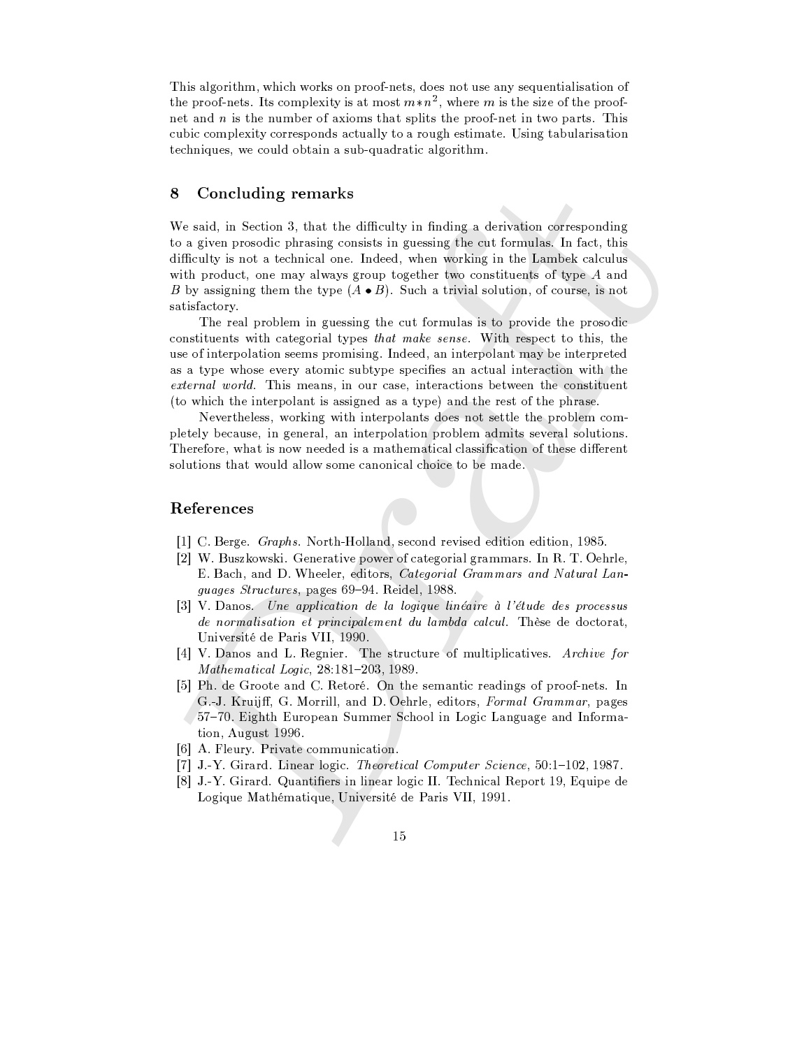This algorithm, which works on proof-nets, does not use any sequentialisation of the proof-nets. Its complexity is at most $m * n^2$, where $m$ is the size of the proof-net and $n$ is the number of axioms that splits the proof-net in two parts. This cubic complexity corresponds actually to a rough estimate. Using tabularisation techniques, we could obtain a sub-quadratic algorithm.

## 8 Concluding remarks

We said, in Section 3, that the difficulty in finding a derivation corresponding to a given prosodic phrasing consists in guessing the cut formulas. In fact, this difficulty is not a technical one. Indeed, when working in the Lambek calculus with product, one may always group together two constituents of type $A$ and $B$ by assigning them the type $(A \bullet B)$. Such a trivial solution, of course, is not satisfactory.

The real problem in guessing the cut formulas is to provide the prosodic constituents with categorial types *that make sense*. With respect to this, the use of interpolation seems promising. Indeed, an interpolant may be interpreted as a type whose every atomic subtype specifies an actual interaction with the *external world*. This means, in our case, interactions between the constituent (to which the interpolant is assigned as a type) and the rest of the phrase.

Nevertheless, working with interpolants does not settle the problem completely because, in general, an interpolation problem admits several solutions. Therefore, what is now needed is a mathematical classification of these different solutions that would allow some canonical choice to be made.

## References

[1] C. Berge. *Graphs*. North-Holland, second revised edition edition, 1985.

[2] W. Buszkowski. Generative power of categorial grammars. In R. T. Oehrle, E. Bach, and D. Wheeler, editors, *Categorial Grammars and Natural Languages Structures*, pages 69–94. Reidel, 1988.

[3] V. Danos. *Une application de la logique linéaire à l'étude des processus de normalisation et principalement du lambda calcul.* Thèse de doctorat, Université de Paris VII, 1990.

[4] V. Danos and L. Regnier. The structure of multiplicatives. *Archive for Mathematical Logic*, 28:181–203, 1989.

[5] Ph. de Groote and C. Retoré. On the semantic readings of proof-nets. In G.-J. Kruijff, G. Morrill, and D. Oehrle, editors, *Formal Grammar*, pages 57–70. Eighth European Summer School in Logic Language and Information, August 1996.

[6] A. Fleury. Private communication.

[7] J.-Y. Girard. Linear logic. *Theoretical Computer Science*, 50:1–102, 1987.

[8] J.-Y. Girard. Quantifiers in linear logic II. Technical Report 19, Equipe de Logique Mathématique, Université de Paris VII, 1991.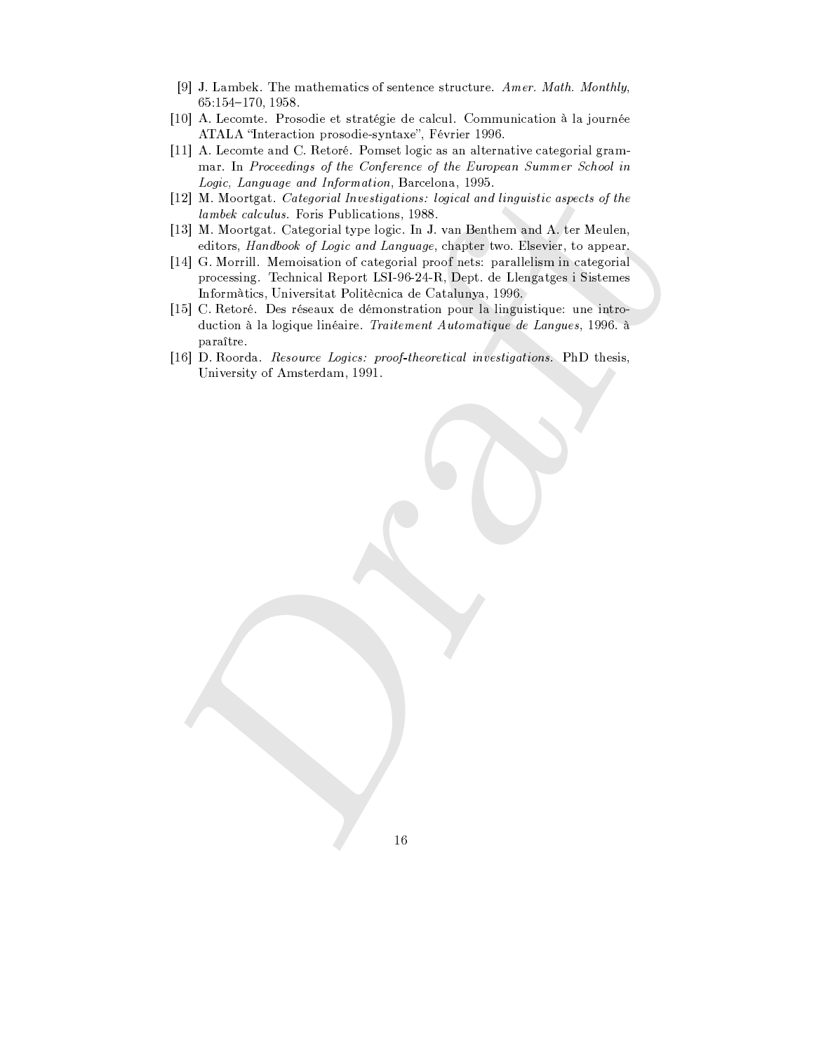[9] J. Lambek. The mathematics of sentence structure. *Amer. Math. Monthly*, 65:154–170, 1958.

[10] A. Lecomte. Prosodie et stratégie de calcul. Communication à la journée ATALA "Interaction prosodie-syntaxe", Février 1996.

[11] A. Lecomte and C. Retoré. Pomset logic as an alternative categorial grammar. In *Proceedings of the Conference of the European Summer School in Logic, Language and Information*, Barcelona, 1995.

[12] M. Moortgat. *Categorial Investigations: logical and linguistic aspects of the lambek calculus*. Foris Publications, 1988.

[13] M. Moortgat. Categorial type logic. In J. van Benthem and A. ter Meulen, editors, *Handbook of Logic and Language*, chapter two. Elsevier, to appear.

[14] G. Morrill. Memoisation of categorial proof nets: parallelism in categorial processing. Technical Report LSI-96-24-R, Dept. de Llengatges i Sistemes Informàtics, Universitat Politècnica de Catalunya, 1996.

[15] C. Retoré. Des réseaux de démonstration pour la linguistique: une introduction à la logique linéaire. *Traitement Automatique de Langues*, 1996. à paraître.

[16] D. Roorda. *Resource Logics: proof-theoretical investigations*. PhD thesis, University of Amsterdam, 1991.